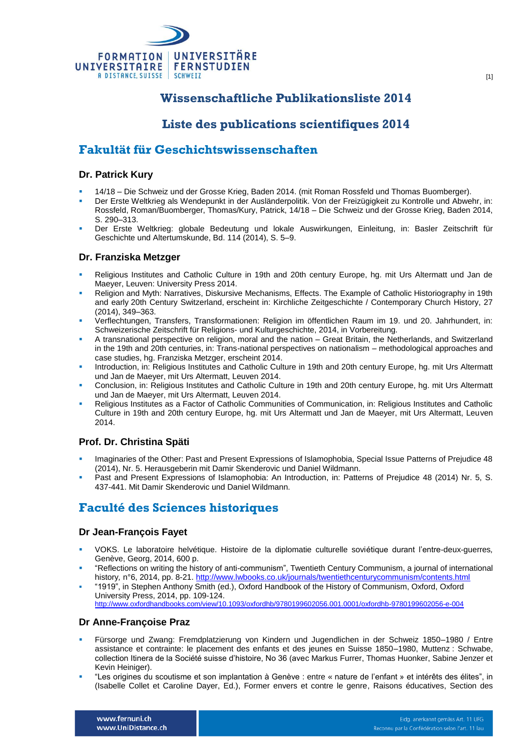# Wissenschaftliche Publikationsliste 2014

# Liste des publications scientifiques 2014

## Fakultät für Geschichtswissenschaften

### Dr. Patrick Kury

- 14/18 – Die Schweiz und der Grosse Krieg, Baden 2014. (mit Roman Rossfeld und Thomas Buomberger).
- Der Erste Weltkrieg als Wendepunkt in der Ausländerpolitik. Von der Freizügigkeit zu Kontrolle und Abwehr, in: Rossfeld, Roman/Buomberger, Thomas/Kury, Patrick, 14/18 – Die Schweiz und der Grosse Krieg, Baden 2014, S. 290–313.
- Der Erste Weltkrieg: globale Bedeutung und lokale Auswirkungen, Einleitung, in: Basler Zeitschrift für Geschichte und Altertumskunde, Bd. 114 (2014), S. 5–9.

### Dr. Franziska Metzger

- Religious Institutes and Catholic Culture in 19th and 20th century Europe, hg. mit Urs Altermatt und Jan de Maeyer, Leuven: University Press 2014.
- Religion and Myth: Narratives, Diskursive Mechanisms, Effects. The Example of Catholic Historiography in 19th and early 20th Century Switzerland, erscheint in: Kirchliche Zeitgeschichte / Contemporary Church History, 27 (2014), 349–363.
- Verflechtungen, Transfers, Transformationen: Religion im öffentlichen Raum im 19. und 20. Jahrhundert, in: Schweizerische Zeitschrift für Religions- und Kulturgeschichte, 2014, in Vorbereitung.
- A transnational perspective on religion, moral and the nation – Great Britain, the Netherlands, and Switzerland in the 19th and 20th centuries, in: Trans-national perspectives on nationalism – methodological approaches and case studies, hg. Franziska Metzger, erscheint 2014.
- Introduction, in: Religious Institutes and Catholic Culture in 19th and 20th century Europe, hg. mit Urs Altermatt und Jan de Maeyer, mit Urs Altermatt, Leuven 2014.
- Conclusion, in: Religious Institutes and Catholic Culture in 19th and 20th century Europe, hg. mit Urs Altermatt und Jan de Maeyer, mit Urs Altermatt, Leuven 2014.
- Religious Institutes as a Factor of Catholic Communities of Communication, in: Religious Institutes and Catholic Culture in 19th and 20th century Europe, hg. mit Urs Altermatt und Jan de Maeyer, mit Urs Altermatt, Leuven 2014.

### Prof. Dr. Christina Späti

- Imaginaries of the Other: Past and Present Expressions of Islamophobia, Special Issue Patterns of Prejudice 48 (2014), Nr. 5. Herausgeberin mit Damir Skenderovic und Daniel Wildmann.
- Past and Present Expressions of Islamophobia: An Introduction, in: Patterns of Prejudice 48 (2014) Nr. 5, S. 437-441. Mit Damir Skenderovic und Daniel Wildmann.

## Faculté des Sciences historiques

### Dr Jean-François Fayet

- VOKS. Le laboratoire helvétique. Histoire de la diplomatie culturelle soviétique durant l'entre-deux-guerres, Genève, Georg, 2014, 600 p.
- "Reflections on writing the history of anti-communism", Twentieth Century Communism, a journal of international history, n°6, 2014, pp. 8-21. http://www.lwbooks.co.uk/journals/twentiethcenturycommunism/contents.html
- "1919", in Stephen Anthony Smith (ed.), Oxford Handbook of the History of Communism, Oxford, Oxford University Press, 2014, pp. 109-124. http://www.oxfordhandbooks.com/view/10.1093/oxfordhb/9780199602056.001.0001/oxfordhb-9780199602056-e-004

### Dr Anne-Françoise Praz

- Fürsorge und Zwang: Fremdplatzierung von Kindern und Jugendlichen in der Schweiz 1850–1980 / Entre assistance et contrainte: le placement des enfants et des jeunes en Suisse 1850–1980, Muttenz : Schwabe, collection Itinera de la Société suisse d'histoire, No 36 (avec Markus Furrer, Thomas Huonker, Sabine Jenzer et Kevin Heiniger).
- "Les origines du scoutisme et son implantation à Genève : entre « nature de l'enfant » et intérêts des élites", in (Isabelle Collet et Caroline Dayer, Ed.), Former envers et contre le genre, Raisons éducatives, Section des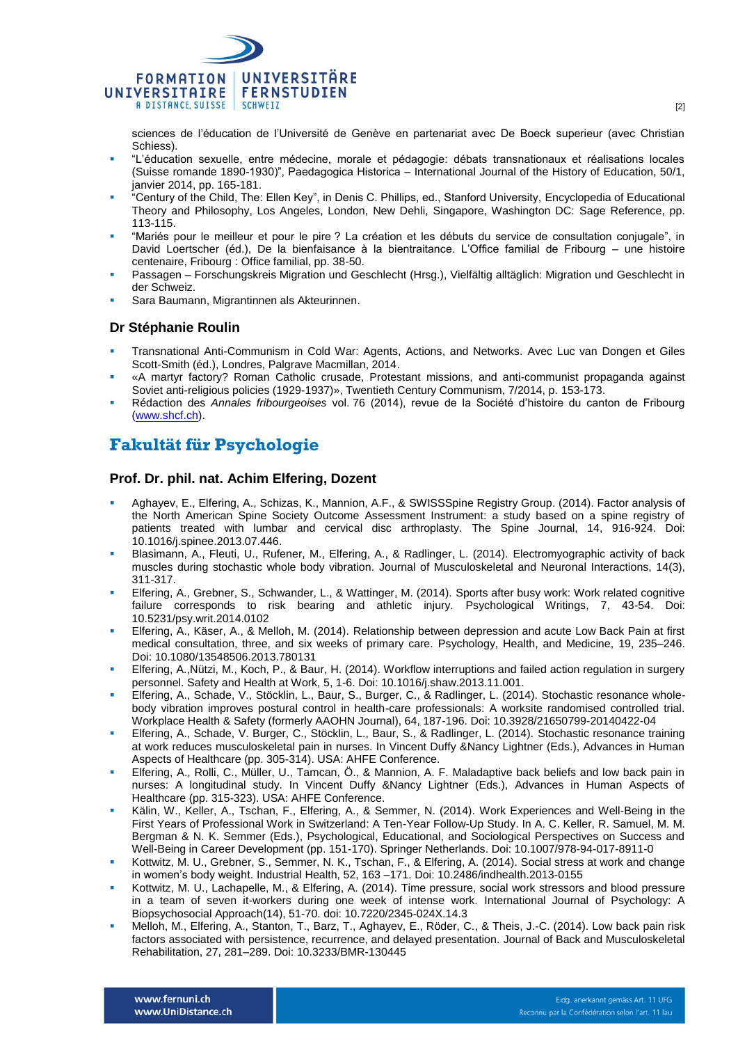sciences de l'éducation de l'Université de Genève en partenariat avec De Boeck superieur (avec Christian Schiess).

- "L'éducation sexuelle, entre médecine, morale et pédagogie: débats transnationaux et réalisations locales (Suisse romande 1890-1930)", Paedagogica Historica – International Journal of the History of Education, 50/1, janvier 2014, pp. 165-181.
- "Century of the Child, The: Ellen Key", in Denis C. Phillips, ed., Stanford University, Encyclopedia of Educational Theory and Philosophy, Los Angeles, London, New Dehli, Singapore, Washington DC: Sage Reference, pp. 113-115.
- "Mariés pour le meilleur et pour le pire ? La création et les débuts du service de consultation conjugale", in David Loertscher (éd.), De la bienfaisance à la bientraitance. L'Office familial de Fribourg – une histoire centenaire, Fribourg : Office familial, pp. 38-50.
- Passagen – Forschungskreis Migration und Geschlecht (Hrsg.), Vielfältig alltäglich: Migration und Geschlecht in der Schweiz.
- Sara Baumann, Migrantinnen als Akteurinnen.

### Dr Stéphanie Roulin

- Transnational Anti-Communism in Cold War: Agents, Actions, and Networks. Avec Luc van Dongen et Giles Scott-Smith (éd.), Londres, Palgrave Macmillan, 2014.
- «A martyr factory? Roman Catholic crusade, Protestant missions, and anti-communist propaganda against Soviet anti-religious policies (1929-1937)», Twentieth Century Communism, 7/2014, p. 153-173.
- Rédaction des *Annales fribourgeoises* vol. 76 (2014), revue de la Société d'histoire du canton de Fribourg (www.shcf.ch).

## Fakultät für Psychologie

### Prof. Dr. phil. nat. Achim Elfering, Dozent

- Aghayev, E., Elfering, A., Schizas, K., Mannion, A.F., & SWISSSpine Registry Group. (2014). Factor analysis of the North American Spine Society Outcome Assessment Instrument: a study based on a spine registry of patients treated with lumbar and cervical disc arthroplasty. The Spine Journal, 14, 916-924. Doi: 10.1016/j.spinee.2013.07.446.
- Blasimann, A., Fleuti, U., Rufener, M., Elfering, A., & Radlinger, L. (2014). Electromyographic activity of back muscles during stochastic whole body vibration. Journal of Musculoskeletal and Neuronal Interactions, 14(3), 311-317.
- Elfering, A., Grebner, S., Schwander, L., & Wattinger, M. (2014). Sports after busy work: Work related cognitive failure corresponds to risk bearing and athletic injury. Psychological Writings, 7, 43-54. Doi: 10.5231/psy.writ.2014.0102
- Elfering, A., Käser, A., & Melloh, M. (2014). Relationship between depression and acute Low Back Pain at first medical consultation, three, and six weeks of primary care. Psychology, Health, and Medicine, 19, 235–246. Doi: 10.1080/13548506.2013.780131
- Elfering, A.,Nützi, M., Koch, P., & Baur, H. (2014). Workflow interruptions and failed action regulation in surgery personnel. Safety and Health at Work, 5, 1-6. Doi: 10.1016/j.shaw.2013.11.001.
- Elfering, A., Schade, V., Stöcklin, L., Baur, S., Burger, C., & Radlinger, L. (2014). Stochastic resonance whole-body vibration improves postural control in health-care professionals: A worksite randomised controlled trial. Workplace Health & Safety (formerly AAOHN Journal), 64, 187-196. Doi: 10.3928/21650799-20140422-04
- Elfering, A., Schade, V. Burger, C., Stöcklin, L., Baur, S., & Radlinger, L. (2014). Stochastic resonance training at work reduces musculoskeletal pain in nurses. In Vincent Duffy &Nancy Lightner (Eds.), Advances in Human Aspects of Healthcare (pp. 305-314). USA: AHFE Conference.
- Elfering, A., Rolli, C., Müller, U., Tamcan, Ö., & Mannion, A. F. Maladaptive back beliefs and low back pain in nurses: A longitudinal study. In Vincent Duffy &Nancy Lightner (Eds.), Advances in Human Aspects of Healthcare (pp. 315-323). USA: AHFE Conference.
- Kälin, W., Keller, A., Tschan, F., Elfering, A., & Semmer, N. (2014). Work Experiences and Well-Being in the First Years of Professional Work in Switzerland: A Ten-Year Follow-Up Study. In A. C. Keller, R. Samuel, M. M. Bergman & N. K. Semmer (Eds.), Psychological, Educational, and Sociological Perspectives on Success and Well-Being in Career Development (pp. 151-170). Springer Netherlands. Doi: 10.1007/978-94-017-8911-0
- Kottwitz, M. U., Grebner, S., Semmer, N. K., Tschan, F., & Elfering, A. (2014). Social stress at work and change in women's body weight. Industrial Health, 52, 163 –171. Doi: 10.2486/indhealth.2013-0155
- Kottwitz, M. U., Lachapelle, M., & Elfering, A. (2014). Time pressure, social work stressors and blood pressure in a team of seven it-workers during one week of intense work. International Journal of Psychology: A Biopsychosocial Approach(14), 51-70. doi: 10.7220/2345-024X.14.3
- Melloh, M., Elfering, A., Stanton, T., Barz, T., Aghayev, E., Röder, C., & Theis, J.-C. (2014). Low back pain risk factors associated with persistence, recurrence, and delayed presentation. Journal of Back and Musculoskeletal Rehabilitation, 27, 281–289. Doi: 10.3233/BMR-130445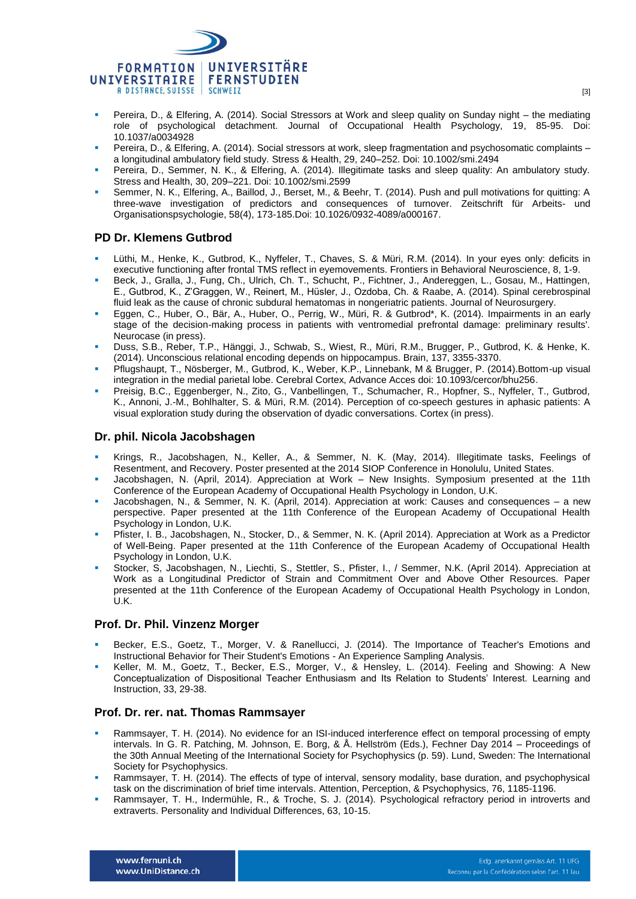- Pereira, D., & Elfering, A. (2014). Social Stressors at Work and sleep quality on Sunday night – the mediating role of psychological detachment. Journal of Occupational Health Psychology, 19, 85-95. Doi: 10.1037/a0034928
- Pereira, D., & Elfering, A. (2014). Social stressors at work, sleep fragmentation and psychosomatic complaints – a longitudinal ambulatory field study. Stress & Health, 29, 240–252. Doi: 10.1002/smi.2494
- Pereira, D., Semmer, N. K., & Elfering, A. (2014). Illegitimate tasks and sleep quality: An ambulatory study. Stress and Health, 30, 209–221. Doi: 10.1002/smi.2599
- Semmer, N. K., Elfering, A., Baillod, J., Berset, M., & Beehr, T. (2014). Push and pull motivations for quitting: A three-wave investigation of predictors and consequences of turnover. Zeitschrift für Arbeits- und Organisationspsychologie, 58(4), 173-185.Doi: 10.1026/0932-4089/a000167.

## PD Dr. Klemens Gutbrod

- Lüthi, M., Henke, K., Gutbrod, K., Nyffeler, T., Chaves, S. & Müri, R.M. (2014). In your eyes only: deficits in executive functioning after frontal TMS reflect in eyemovements. Frontiers in Behavioral Neuroscience, 8, 1-9.
- Beck, J., Gralla, J., Fung, Ch., Ulrich, Ch. T., Schucht, P., Fichtner, J., Andereggen, L., Gosau, M., Hattingen, E., Gutbrod, K., Z'Graggen, W., Reinert, M., Hüsler, J., Ozdoba, Ch. & Raabe, A. (2014). Spinal cerebrospinal fluid leak as the cause of chronic subdural hematomas in nongeriatric patients. Journal of Neurosurgery.
- Eggen, C., Huber, O., Bär, A., Huber, O., Perrig, W., Müri, R. & Gutbrod*, K. (2014). Impairments in an early stage of the decision-making process in patients with ventromedial prefrontal damage: preliminary results'. Neurocase (in press).
- Duss, S.B., Reber, T.P., Hänggi, J., Schwab, S., Wiest, R., Müri, R.M., Brugger, P., Gutbrod, K. & Henke, K. (2014). Unconscious relational encoding depends on hippocampus. Brain, 137, 3355-3370.
- Pflugshaupt, T., Nösberger, M., Gutbrod, K., Weber, K.P., Linnebank, M & Brugger, P. (2014).Bottom-up visual integration in the medial parietal lobe. Cerebral Cortex, Advance Acces doi: 10.1093/cercor/bhu256.
- Preisig, B.C., Eggenberger, N., Zito, G., Vanbellingen, T., Schumacher, R., Hopfner, S., Nyffeler, T., Gutbrod, K., Annoni, J.-M., Bohlhalter, S. & Müri, R.M. (2014). Perception of co-speech gestures in aphasic patients: A visual exploration study during the observation of dyadic conversations. Cortex (in press).

## Dr. phil. Nicola Jacobshagen

- Krings, R., Jacobshagen, N., Keller, A., & Semmer, N. K. (May, 2014). Illegitimate tasks, Feelings of Resentment, and Recovery. Poster presented at the 2014 SIOP Conference in Honolulu, United States.
- Jacobshagen, N. (April, 2014). Appreciation at Work – New Insights. Symposium presented at the 11th Conference of the European Academy of Occupational Health Psychology in London, U.K.
- Jacobshagen, N., & Semmer, N. K. (April, 2014). Appreciation at work: Causes and consequences – a new perspective. Paper presented at the 11th Conference of the European Academy of Occupational Health Psychology in London, U.K.
- Pfister, I. B., Jacobshagen, N., Stocker, D., & Semmer, N. K. (April 2014). Appreciation at Work as a Predictor of Well-Being. Paper presented at the 11th Conference of the European Academy of Occupational Health Psychology in London, U.K.
- Stocker, S, Jacobshagen, N., Liechti, S., Stettler, S., Pfister, I., / Semmer, N.K. (April 2014). Appreciation at Work as a Longitudinal Predictor of Strain and Commitment Over and Above Other Resources. Paper presented at the 11th Conference of the European Academy of Occupational Health Psychology in London, U.K.

## Prof. Dr. Phil. Vinzenz Morger

- Becker, E.S., Goetz, T., Morger, V. & Ranellucci, J. (2014). The Importance of Teacher's Emotions and Instructional Behavior for Their Student's Emotions - An Experience Sampling Analysis.
- Keller, M. M., Goetz, T., Becker, E.S., Morger, V., & Hensley, L. (2014). Feeling and Showing: A New Conceptualization of Dispositional Teacher Enthusiasm and Its Relation to Students' Interest. Learning and Instruction, 33, 29-38.

## Prof. Dr. rer. nat. Thomas Rammsayer

- Rammsayer, T. H. (2014). No evidence for an ISI-induced interference effect on temporal processing of empty intervals. In G. R. Patching, M. Johnson, E. Borg, & Å. Hellström (Eds.), Fechner Day 2014 – Proceedings of the 30th Annual Meeting of the International Society for Psychophysics (p. 59). Lund, Sweden: The International Society for Psychophysics.
- Rammsayer, T. H. (2014). The effects of type of interval, sensory modality, base duration, and psychophysical task on the discrimination of brief time intervals. Attention, Perception, & Psychophysics, 76, 1185-1196.
- Rammsayer, T. H., Indermühle, R., & Troche, S. J. (2014). Psychological refractory period in introverts and extraverts. Personality and Individual Differences, 63, 10-15.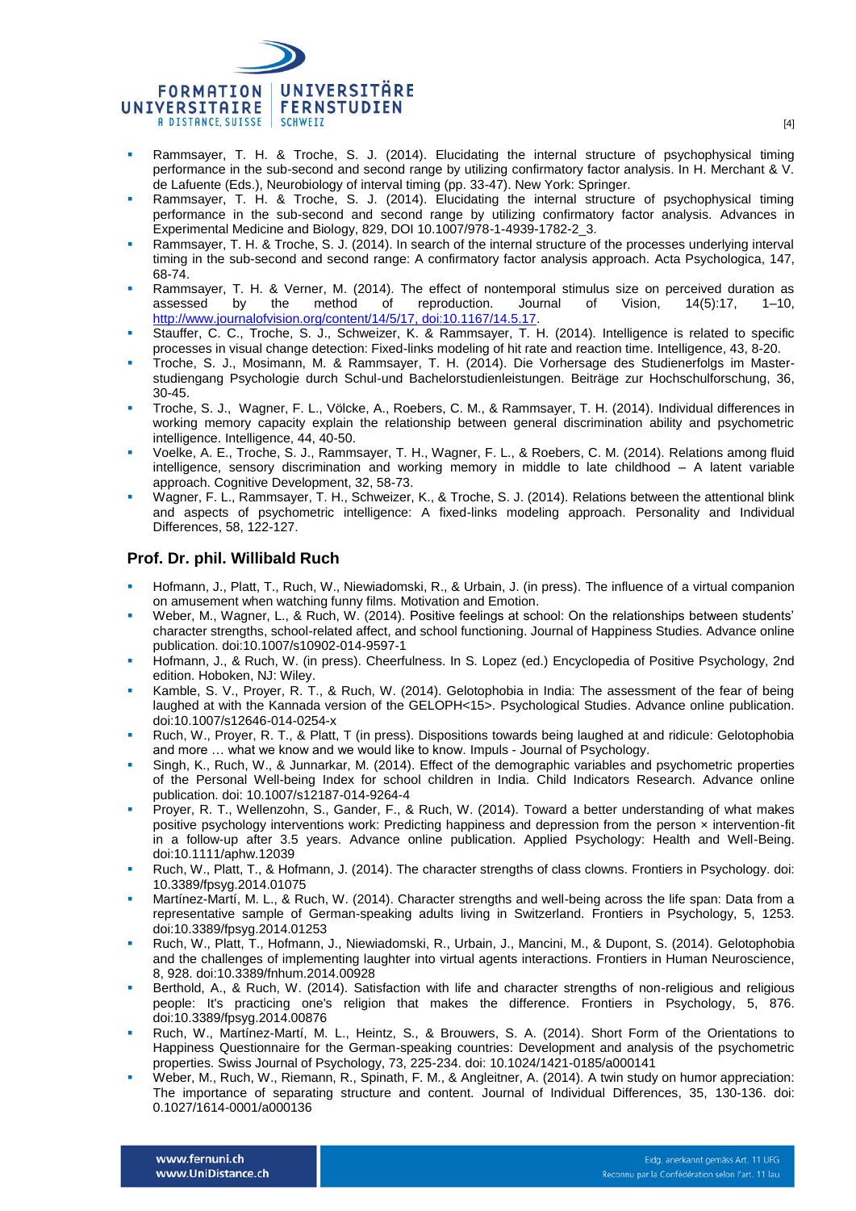- Rammsayer, T. H. & Troche, S. J. (2014). Elucidating the internal structure of psychophysical timing performance in the sub-second and second range by utilizing confirmatory factor analysis. In H. Merchant & V. de Lafuente (Eds.), Neurobiology of interval timing (pp. 33-47). New York: Springer.
- Rammsayer, T. H. & Troche, S. J. (2014). Elucidating the internal structure of psychophysical timing performance in the sub-second and second range by utilizing confirmatory factor analysis. Advances in Experimental Medicine and Biology, 829, DOI 10.1007/978-1-4939-1782-2_3.
- Rammsayer, T. H. & Troche, S. J. (2014). In search of the internal structure of the processes underlying interval timing in the sub-second and second range: A confirmatory factor analysis approach. Acta Psychologica, 147, 68-74.
- Rammsayer, T. H. & Verner, M. (2014). The effect of nontemporal stimulus size on perceived duration as assessed by the method of reproduction. Journal of Vision, 14(5):17, 1–10, http://www.journalofvision.org/content/14/5/17, doi:10.1167/14.5.17.
- Stauffer, C. C., Troche, S. J., Schweizer, K. & Rammsayer, T. H. (2014). Intelligence is related to specific processes in visual change detection: Fixed-links modeling of hit rate and reaction time. Intelligence, 43, 8-20.
- Troche, S. J., Mosimann, M. & Rammsayer, T. H. (2014). Die Vorhersage des Studienerfolgs im Master-studiengang Psychologie durch Schul-und Bachelorstudienleistungen. Beiträge zur Hochschulforschung, 36, 30-45.
- Troche, S. J., Wagner, F. L., Völcke, A., Roebers, C. M., & Rammsayer, T. H. (2014). Individual differences in working memory capacity explain the relationship between general discrimination ability and psychometric intelligence. Intelligence, 44, 40-50.
- Voelke, A. E., Troche, S. J., Rammsayer, T. H., Wagner, F. L., & Roebers, C. M. (2014). Relations among fluid intelligence, sensory discrimination and working memory in middle to late childhood – A latent variable approach. Cognitive Development, 32, 58-73.
- Wagner, F. L., Rammsayer, T. H., Schweizer, K., & Troche, S. J. (2014). Relations between the attentional blink and aspects of psychometric intelligence: A fixed-links modeling approach. Personality and Individual Differences, 58, 122-127.

### Prof. Dr. phil. Willibald Ruch

- Hofmann, J., Platt, T., Ruch, W., Niewiadomski, R., & Urbain, J. (in press). The influence of a virtual companion on amusement when watching funny films. Motivation and Emotion.
- Weber, M., Wagner, L., & Ruch, W. (2014). Positive feelings at school: On the relationships between students' character strengths, school-related affect, and school functioning. Journal of Happiness Studies. Advance online publication. doi:10.1007/s10902-014-9597-1
- Hofmann, J., & Ruch, W. (in press). Cheerfulness. In S. Lopez (ed.) Encyclopedia of Positive Psychology, 2nd edition. Hoboken, NJ: Wiley.
- Kamble, S. V., Proyer, R. T., & Ruch, W. (2014). Gelotophobia in India: The assessment of the fear of being laughed at with the Kannada version of the GELOPH<15>. Psychological Studies. Advance online publication. doi:10.1007/s12646-014-0254-x
- Ruch, W., Proyer, R. T., & Platt, T (in press). Dispositions towards being laughed at and ridicule: Gelotophobia and more … what we know and we would like to know. Impuls - Journal of Psychology.
- Singh, K., Ruch, W., & Junnarkar, M. (2014). Effect of the demographic variables and psychometric properties of the Personal Well-being Index for school children in India. Child Indicators Research. Advance online publication. doi: 10.1007/s12187-014-9264-4
- Proyer, R. T., Wellenzohn, S., Gander, F., & Ruch, W. (2014). Toward a better understanding of what makes positive psychology interventions work: Predicting happiness and depression from the person × intervention-fit in a follow-up after 3.5 years. Advance online publication. Applied Psychology: Health and Well-Being. doi:10.1111/aphw.12039
- Ruch, W., Platt, T., & Hofmann, J. (2014). The character strengths of class clowns. Frontiers in Psychology. doi: 10.3389/fpsyg.2014.01075
- Martínez-Martí, M. L., & Ruch, W. (2014). Character strengths and well-being across the life span: Data from a representative sample of German-speaking adults living in Switzerland. Frontiers in Psychology, 5, 1253. doi:10.3389/fpsyg.2014.01253
- Ruch, W., Platt, T., Hofmann, J., Niewiadomski, R., Urbain, J., Mancini, M., & Dupont, S. (2014). Gelotophobia and the challenges of implementing laughter into virtual agents interactions. Frontiers in Human Neuroscience, 8, 928. doi:10.3389/fnhum.2014.00928
- Berthold, A., & Ruch, W. (2014). Satisfaction with life and character strengths of non-religious and religious people: It's practicing one's religion that makes the difference. Frontiers in Psychology, 5, 876. doi:10.3389/fpsyg.2014.00876
- Ruch, W., Martínez-Martí, M. L., Heintz, S., & Brouwers, S. A. (2014). Short Form of the Orientations to Happiness Questionnaire for the German-speaking countries: Development and analysis of the psychometric properties. Swiss Journal of Psychology, 73, 225-234. doi: 10.1024/1421-0185/a000141
- Weber, M., Ruch, W., Riemann, R., Spinath, F. M., & Angleitner, A. (2014). A twin study on humor appreciation: The importance of separating structure and content. Journal of Individual Differences, 35, 130-136. doi: 0.1027/1614-0001/a000136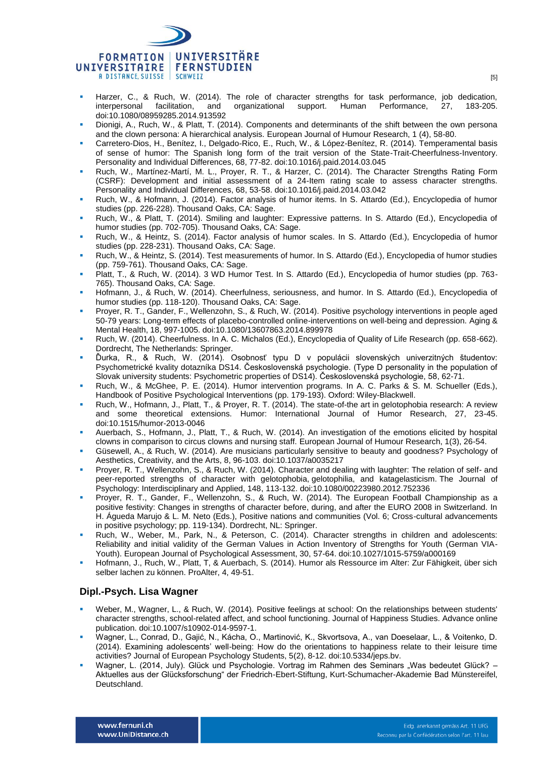- Harzer, C., & Ruch, W. (2014). The role of character strengths for task performance, job dedication, interpersonal facilitation, and organizational support. Human Performance, 27, 183-205. doi:10.1080/08959285.2014.913592
- Dionigi, A., Ruch, W., & Platt, T. (2014). Components and determinants of the shift between the own persona and the clown persona: A hierarchical analysis. European Journal of Humour Research, 1 (4), 58-80.
- Carretero-Dios, H., Benítez, I., Delgado-Rico, E., Ruch, W., & López-Benítez, R. (2014). Temperamental basis of sense of humor: The Spanish long form of the trait version of the State-Trait-Cheerfulness-Inventory. Personality and Individual Differences, 68, 77-82. doi:10.1016/j.paid.2014.03.045
- Ruch, W., Martínez-Martí, M. L., Proyer, R. T., & Harzer, C. (2014). The Character Strengths Rating Form (CSRF): Development and initial assessment of a 24-Item rating scale to assess character strengths. Personality and Individual Differences, 68, 53-58. doi:10.1016/j.paid.2014.03.042
- Ruch, W., & Hofmann, J. (2014). Factor analysis of humor items. In S. Attardo (Ed.), Encyclopedia of humor studies (pp. 226-228). Thousand Oaks, CA: Sage.
- Ruch, W., & Platt, T. (2014). Smiling and laughter: Expressive patterns. In S. Attardo (Ed.), Encyclopedia of humor studies (pp. 702-705). Thousand Oaks, CA: Sage.
- Ruch, W., & Heintz, S. (2014). Factor analysis of humor scales. In S. Attardo (Ed.), Encyclopedia of humor studies (pp. 228-231). Thousand Oaks, CA: Sage.
- Ruch, W., & Heintz, S. (2014). Test measurements of humor. In S. Attardo (Ed.), Encyclopedia of humor studies (pp. 759-761). Thousand Oaks, CA: Sage.
- Platt, T., & Ruch, W. (2014). 3 WD Humor Test. In S. Attardo (Ed.), Encyclopedia of humor studies (pp. 763-765). Thousand Oaks, CA: Sage.
- Hofmann, J., & Ruch, W. (2014). Cheerfulness, seriousness, and humor. In S. Attardo (Ed.), Encyclopedia of humor studies (pp. 118-120). Thousand Oaks, CA: Sage.
- Proyer, R. T., Gander, F., Wellenzohn, S., & Ruch, W. (2014). Positive psychology interventions in people aged 50-79 years: Long-term effects of placebo-controlled online-interventions on well-being and depression. Aging & Mental Health, 18, 997-1005. doi:10.1080/13607863.2014.899978
- Ruch, W. (2014). Cheerfulness. In A. C. Michalos (Ed.), Encyclopedia of Quality of Life Research (pp. 658-662). Dordrecht, The Netherlands: Springer.
- Ďurka, R., & Ruch, W. (2014). Osobnosť typu D v populácii slovenských univerzitných študentov: Psychometrické kvality dotazníka DS14. Československá psychologie. (Type D personality in the population of Slovak university students: Psychometric properties of DS14). Československá psychologie, 58, 62-71.
- Ruch, W., & McGhee, P. E. (2014). Humor intervention programs. In A. C. Parks & S. M. Schueller (Eds.), Handbook of Positive Psychological Interventions (pp. 179-193). Oxford: Wiley-Blackwell.
- Ruch, W., Hofmann, J., Platt, T., & Proyer, R. T. (2014). The state-of-the art in gelotophobia research: A review and some theoretical extensions. Humor: International Journal of Humor Research, 27, 23-45. doi:10.1515/humor-2013-0046
- Auerbach, S., Hofmann, J., Platt, T., & Ruch, W. (2014). An investigation of the emotions elicited by hospital clowns in comparison to circus clowns and nursing staff. European Journal of Humour Research, 1(3), 26-54.
- Güsewell, A., & Ruch, W. (2014). Are musicians particularly sensitive to beauty and goodness? Psychology of Aesthetics, Creativity, and the Arts, 8, 96-103. doi:10.1037/a0035217
- Proyer, R. T., Wellenzohn, S., & Ruch, W. (2014). Character and dealing with laughter: The relation of self- and peer-reported strengths of character with gelotophobia, gelotophilia, and katagelasticism. The Journal of Psychology: Interdisciplinary and Applied, 148, 113-132. doi:10.1080/00223980.2012.752336
- Proyer, R. T., Gander, F., Wellenzohn, S., & Ruch, W. (2014). The European Football Championship as a positive festivity: Changes in strengths of character before, during, and after the EURO 2008 in Switzerland. In H. Águeda Marujo & L. M. Neto (Eds.), Positive nations and communities (Vol. 6; Cross-cultural advancements in positive psychology; pp. 119-134). Dordrecht, NL: Springer.
- Ruch, W., Weber, M., Park, N., & Peterson, C. (2014). Character strengths in children and adolescents: Reliability and initial validity of the German Values in Action Inventory of Strengths for Youth (German VIA-Youth). European Journal of Psychological Assessment, 30, 57-64. doi:10.1027/1015-5759/a000169
- Hofmann, J., Ruch, W., Platt, T, & Auerbach, S. (2014). Humor als Ressource im Alter: Zur Fähigkeit, über sich selber lachen zu können. ProAlter, 4, 49-51.

### Dipl.-Psych. Lisa Wagner

- Weber, M., Wagner, L., & Ruch, W. (2014). Positive feelings at school: On the relationships between students' character strengths, school-related affect, and school functioning. Journal of Happiness Studies. Advance online publication. doi:10.1007/s10902-014-9597-1.
- Wagner, L., Conrad, D., Gajić, N., Kácha, O., Martinović, K., Skvortsova, A., van Doeselaar, L., & Voitenko, D. (2014). Examining adolescents' well-being: How do the orientations to happiness relate to their leisure time activities? Journal of European Psychology Students, 5(2), 8-12. doi:10.5334/jeps.bv.
- Wagner, L. (2014, July). Glück und Psychologie. Vortrag im Rahmen des Seminars „Was bedeutet Glück? – Aktuelles aus der Glücksforschung" der Friedrich-Ebert-Stiftung, Kurt-Schumacher-Akademie Bad Münstereifel, Deutschland.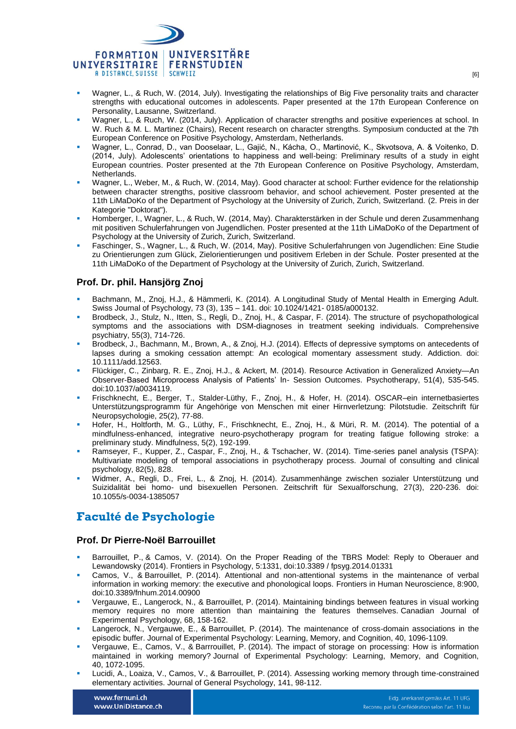- Wagner, L., & Ruch, W. (2014, July). Investigating the relationships of Big Five personality traits and character strengths with educational outcomes in adolescents. Paper presented at the 17th European Conference on Personality, Lausanne, Switzerland.
- Wagner, L., & Ruch, W. (2014, July). Application of character strengths and positive experiences at school. In W. Ruch & M. L. Martinez (Chairs), Recent research on character strengths. Symposium conducted at the 7th European Conference on Positive Psychology, Amsterdam, Netherlands.
- Wagner, L., Conrad, D., van Dooselaar, L., Gajić, N., Kácha, O., Martinović, K., Skvotsova, A. & Voitenko, D. (2014, July). Adolescents' orientations to happiness and well-being: Preliminary results of a study in eight European countries. Poster presented at the 7th European Conference on Positive Psychology, Amsterdam, Netherlands.
- Wagner, L., Weber, M., & Ruch, W. (2014, May). Good character at school: Further evidence for the relationship between character strengths, positive classroom behavior, and school achievement. Poster presented at the 11th LiMaDoKo of the Department of Psychology at the University of Zurich, Zurich, Switzerland. (2. Preis in der Kategorie "Doktorat").
- Homberger, I., Wagner, L., & Ruch, W. (2014, May). Charakterstärken in der Schule und deren Zusammenhang mit positiven Schulerfahrungen von Jugendlichen. Poster presented at the 11th LiMaDoKo of the Department of Psychology at the University of Zurich, Zurich, Switzerland.
- Faschinger, S., Wagner, L., & Ruch, W. (2014, May). Positive Schulerfahrungen von Jugendlichen: Eine Studie zu Orientierungen zum Glück, Zielorientierungen und positivem Erleben in der Schule. Poster presented at the 11th LiMaDoKo of the Department of Psychology at the University of Zurich, Zurich, Switzerland.

### Prof. Dr. phil. Hansjörg Znoj

- Bachmann, M., Znoj, H.J., & Hämmerli, K. (2014). A Longitudinal Study of Mental Health in Emerging Adult. Swiss Journal of Psychology, 73 (3), 135 – 141. doi: 10.1024/1421- 0185/a000132.
- Brodbeck, J., Stulz, N., Itten, S., Regli, D., Znoj, H., & Caspar, F. (2014). The structure of psychopathological symptoms and the associations with DSM-diagnoses in treatment seeking individuals. Comprehensive psychiatry, 55(3), 714-726.
- Brodbeck, J., Bachmann, M., Brown, A., & Znoj, H.J. (2014). Effects of depressive symptoms on antecedents of lapses during a smoking cessation attempt: An ecological momentary assessment study. Addiction. doi: 10.1111/add.12563.
- Flückiger, C., Zinbarg, R. E., Znoj, H.J., & Ackert, M. (2014). Resource Activation in Generalized Anxiety—An Observer-Based Microprocess Analysis of Patients' In- Session Outcomes. Psychotherapy, 51(4), 535-545. doi:10.1037/a0034119.
- Frischknecht, E., Berger, T., Stalder-Lüthy, F., Znoj, H., & Hofer, H. (2014). OSCAR–ein internetbasiertes Unterstützungsprogramm für Angehörige von Menschen mit einer Hirnverletzung: Pilotstudie. Zeitschrift für Neuropsychologie, 25(2), 77-88.
- Hofer, H., Holtforth, M. G., Lüthy, F., Frischknecht, E., Znoj, H., & Müri, R. M. (2014). The potential of a mindfulness-enhanced, integrative neuro-psychotherapy program for treating fatigue following stroke: a preliminary study. Mindfulness, 5(2), 192-199.
- Ramseyer, F., Kupper, Z., Caspar, F., Znoj, H., & Tschacher, W. (2014). Time-series panel analysis (TSPA): Multivariate modeling of temporal associations in psychotherapy process. Journal of consulting and clinical psychology, 82(5), 828.
- Widmer, A., Regli, D., Frei, L., & Znoj, H. (2014). Zusammenhänge zwischen sozialer Unterstützung und Suizidalität bei homo- und bisexuellen Personen. Zeitschrift für Sexualforschung, 27(3), 220-236. doi: 10.1055/s-0034-1385057

## Faculté de Psychologie

### Prof. Dr Pierre-Noël Barrouillet

- Barrouillet, P., & Camos, V. (2014). On the Proper Reading of the TBRS Model: Reply to Oberauer and Lewandowsky (2014). Frontiers in Psychology, 5:1331, doi:10.3389 / fpsyg.2014.01331
- Camos, V., & Barrouillet, P. (2014). Attentional and non-attentional systems in the maintenance of verbal information in working memory: the executive and phonological loops. Frontiers in Human Neuroscience, 8:900, doi:10.3389/fnhum.2014.00900
- Vergauwe, E., Langerock, N., & Barrouillet, P. (2014). Maintaining bindings between features in visual working memory requires no more attention than maintaining the features themselves. Canadian Journal of Experimental Psychology, 68, 158-162.
- Langerock, N., Vergauwe, E., & Barrouillet, P. (2014). The maintenance of cross-domain associations in the episodic buffer. Journal of Experimental Psychology: Learning, Memory, and Cognition, 40, 1096-1109.
- Vergauwe, E., Camos, V., & Barrrouillet, P. (2014). The impact of storage on processing: How is information maintained in working memory? Journal of Experimental Psychology: Learning, Memory, and Cognition, 40, 1072-1095.
- Lucidi, A., Loaiza, V., Camos, V., & Barrouillet, P. (2014). Assessing working memory through time-constrained elementary activities. Journal of General Psychology, 141, 98-112.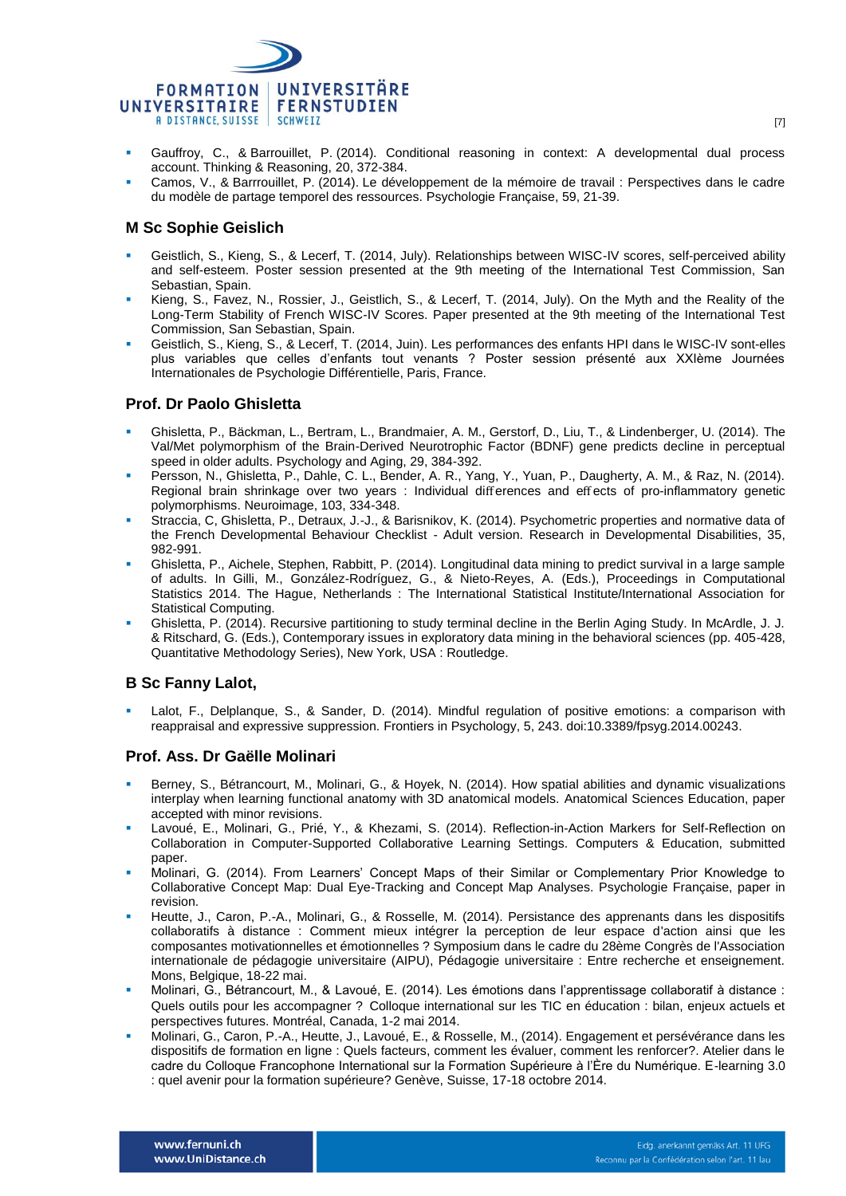- Gauffroy, C., & Barrouillet, P. (2014). Conditional reasoning in context: A developmental dual process account. Thinking & Reasoning, 20, 372-384.
- Camos, V., & Barrrouillet, P. (2014). Le développement de la mémoire de travail : Perspectives dans le cadre du modèle de partage temporel des ressources. Psychologie Française, 59, 21-39.

### M Sc Sophie Geislich

- Geistlich, S., Kieng, S., & Lecerf, T. (2014, July). Relationships between WISC-IV scores, self-perceived ability and self-esteem. Poster session presented at the 9th meeting of the International Test Commission, San Sebastian, Spain.
- Kieng, S., Favez, N., Rossier, J., Geistlich, S., & Lecerf, T. (2014, July). On the Myth and the Reality of the Long-Term Stability of French WISC-IV Scores. Paper presented at the 9th meeting of the International Test Commission, San Sebastian, Spain.
- Geistlich, S., Kieng, S., & Lecerf, T. (2014, Juin). Les performances des enfants HPI dans le WISC-IV sont-elles plus variables que celles d'enfants tout venants ? Poster session présenté aux XXIème Journées Internationales de Psychologie Différentielle, Paris, France.

### Prof. Dr Paolo Ghisletta

- Ghisletta, P., Bäckman, L., Bertram, L., Brandmaier, A. M., Gerstorf, D., Liu, T., & Lindenberger, U. (2014). The Val/Met polymorphism of the Brain-Derived Neurotrophic Factor (BDNF) gene predicts decline in perceptual speed in older adults. Psychology and Aging, 29, 384-392.
- Persson, N., Ghisletta, P., Dahle, C. L., Bender, A. R., Yang, Y., Yuan, P., Daugherty, A. M., & Raz, N. (2014). Regional brain shrinkage over two years : Individual differences and effects of pro-inflammatory genetic polymorphisms. Neuroimage, 103, 334-348.
- Straccia, C, Ghisletta, P., Detraux, J.-J., & Barisnikov, K. (2014). Psychometric properties and normative data of the French Developmental Behaviour Checklist - Adult version. Research in Developmental Disabilities, 35, 982-991.
- Ghisletta, P., Aichele, Stephen, Rabbitt, P. (2014). Longitudinal data mining to predict survival in a large sample of adults. In Gilli, M., González-Rodríguez, G., & Nieto-Reyes, A. (Eds.), Proceedings in Computational Statistics 2014. The Hague, Netherlands : The International Statistical Institute/International Association for Statistical Computing.
- Ghisletta, P. (2014). Recursive partitioning to study terminal decline in the Berlin Aging Study. In McArdle, J. J. & Ritschard, G. (Eds.), Contemporary issues in exploratory data mining in the behavioral sciences (pp. 405-428, Quantitative Methodology Series), New York, USA : Routledge.

### B Sc Fanny Lalot,

- Lalot, F., Delplanque, S., & Sander, D. (2014). Mindful regulation of positive emotions: a comparison with reappraisal and expressive suppression. Frontiers in Psychology, 5, 243. doi:10.3389/fpsyg.2014.00243.

### Prof. Ass. Dr Gaëlle Molinari

- Berney, S., Bétrancourt, M., Molinari, G., & Hoyek, N. (2014). How spatial abilities and dynamic visualizations interplay when learning functional anatomy with 3D anatomical models. Anatomical Sciences Education, paper accepted with minor revisions.
- Lavoué, E., Molinari, G., Prié, Y., & Khezami, S. (2014). Reflection-in-Action Markers for Self-Reflection on Collaboration in Computer-Supported Collaborative Learning Settings. Computers & Education, submitted paper.
- Molinari, G. (2014). From Learners' Concept Maps of their Similar or Complementary Prior Knowledge to Collaborative Concept Map: Dual Eye-Tracking and Concept Map Analyses. Psychologie Française, paper in revision.
- Heutte, J., Caron, P.-A., Molinari, G., & Rosselle, M. (2014). Persistance des apprenants dans les dispositifs collaboratifs à distance : Comment mieux intégrer la perception de leur espace d'action ainsi que les composantes motivationnelles et émotionnelles ? Symposium dans le cadre du 28ème Congrès de l'Association internationale de pédagogie universitaire (AIPU), Pédagogie universitaire : Entre recherche et enseignement. Mons, Belgique, 18-22 mai.
- Molinari, G., Bétrancourt, M., & Lavoué, E. (2014). Les émotions dans l'apprentissage collaboratif à distance : Quels outils pour les accompagner ? Colloque international sur les TIC en éducation : bilan, enjeux actuels et perspectives futures. Montréal, Canada, 1-2 mai 2014.
- Molinari, G., Caron, P.-A., Heutte, J., Lavoué, E., & Rosselle, M., (2014). Engagement et persévérance dans les dispositifs de formation en ligne : Quels facteurs, comment les évaluer, comment les renforcer?. Atelier dans le cadre du Colloque Francophone International sur la Formation Supérieure à l'Ère du Numérique. E-learning 3.0 : quel avenir pour la formation supérieure? Genève, Suisse, 17-18 octobre 2014.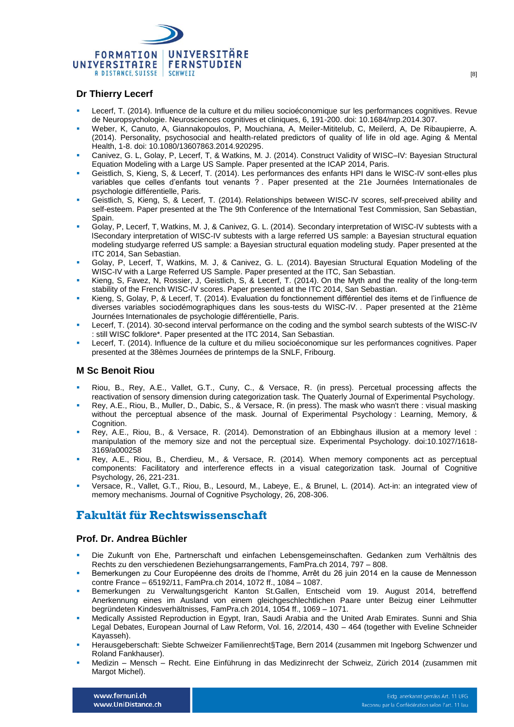### Dr Thierry Lecerf

- Lecerf, T. (2014). Influence de la culture et du milieu socioéconomique sur les performances cognitives. Revue de Neuropsychologie. Neurosciences cognitives et cliniques, 6, 191-200. doi: 10.1684/nrp.2014.307.
- Weber, K, Canuto, A, Giannakopoulos, P, Mouchiana, A, Meiler-Mititelub, C, Meilerd, A, De Ribaupierre, A. (2014). Personality, psychosocial and health-related predictors of quality of life in old age. Aging & Mental Health, 1-8. doi: 10.1080/13607863.2014.920295.
- Canivez, G. L, Golay, P, Lecerf, T, & Watkins, M. J. (2014). Construct Validity of WISC–IV: Bayesian Structural Equation Modeling with a Large US Sample. Paper presented at the ICAP 2014, Paris.
- Geistlich, S, Kieng, S, & Lecerf, T. (2014). Les performances des enfants HPI dans le WISC-IV sont-elles plus variables que celles d'enfants tout venants ? . Paper presented at the 21e Journées Internationales de psychologie différentielle, Paris.
- Geistlich, S, Kieng, S, & Lecerf, T. (2014). Relationships between WISC-IV scores, self-preceived ability and self-esteem. Paper presented at the The 9th Conference of the International Test Commission, San Sebastian, Spain.
- Golay, P, Lecerf, T, Watkins, M. J, & Canivez, G. L. (2014). Secondary interpretation of WISC-IV subtests with a lSecondary interpretation of WISC-IV subtests with a large referred US sample: a Bayesian structural equation modeling studyarge referred US sample: a Bayesian structural equation modeling study. Paper presented at the ITC 2014, San Sebastian.
- Golay, P, Lecerf, T, Watkins, M. J, & Canivez, G. L. (2014). Bayesian Structural Equation Modeling of the WISC-IV with a Large Referred US Sample. Paper presented at the ITC, San Sebastian.
- Kieng, S, Favez, N, Rossier, J, Geistlich, S, & Lecerf, T. (2014). On the Myth and the reality of the long-term stability of the French WISC-IV scores. Paper presented at the ITC 2014, San Sebastian.
- Kieng, S, Golay, P, & Lecerf, T. (2014). Evaluation du fonctionnement différentiel des items et de l'influence de diverses variables sociodémographiques dans les sous-tests du WISC-IV. . Paper presented at the 21ème Journées Internationales de psychologie différentielle, Paris.
- Lecerf, T. (2014). 30-second interval performance on the coding and the symbol search subtests of the WISC-IV : still WISC folklore*. Paper presented at the ITC 2014, San Sebastian.
- Lecerf, T. (2014). Influence de la culture et du milieu socioéconomique sur les performances cognitives. Paper presented at the 38èmes Journées de printemps de la SNLF, Fribourg.

### M Sc Benoit Riou

- Riou, B., Rey, A.E., Vallet, G.T., Cuny, C., & Versace, R. (in press). Percetual processing affects the reactivation of sensory dimension during categorization task. The Quaterly Journal of Experimental Psychology.
- Rey, A.E., Riou, B., Muller, D., Dabic, S., & Versace, R. (in press). The mask who wasn't there : visual masking without the perceptual absence of the mask. Journal of Experimental Psychology : Learning, Memory, & Cognition.
- Rey, A.E., Riou, B., & Versace, R. (2014). Demonstration of an Ebbinghaus illusion at a memory level : manipulation of the memory size and not the perceptual size. Experimental Psychology. doi:10.1027/1618-3169/a000258
- Rey, A.E., Riou, B., Cherdieu, M., & Versace, R. (2014). When memory components act as perceptual components: Facilitatory and interference effects in a visual categorization task. Journal of Cognitive Psychology, 26, 221-231.
- Versace, R., Vallet, G.T., Riou, B., Lesourd, M., Labeye, E., & Brunel, L. (2014). Act-in: an integrated view of memory mechanisms. Journal of Cognitive Psychology, 26, 208-306.

## Fakultät für Rechtswissenschaft

### Prof. Dr. Andrea Büchler

- Die Zukunft von Ehe, Partnerschaft und einfachen Lebensgemeinschaften. Gedanken zum Verhältnis des Rechts zu den verschiedenen Beziehungsarrangements, FamPra.ch 2014, 797 – 808.
- Bemerkungen zu Cour Européenne des droits de l'homme, Arrêt du 26 juin 2014 en la cause de Mennesson contre France – 65192/11, FamPra.ch 2014, 1072 ff., 1084 – 1087.
- Bemerkungen zu Verwaltungsgericht Kanton St.Gallen, Entscheid vom 19. August 2014, betreffend Anerkennung eines im Ausland von einem gleichgeschlechtlichen Paare unter Beizug einer Leihmutter begründeten Kindesverhältnisses, FamPra.ch 2014, 1054 ff., 1069 – 1071.
- Medically Assisted Reproduction in Egypt, Iran, Saudi Arabia and the United Arab Emirates. Sunni and Shia Legal Debates, European Journal of Law Reform, Vol. 16, 2/2014, 430 – 464 (together with Eveline Schneider Kayasseh).
- Herausgeberschaft: Siebte Schweizer Familienrecht§Tage, Bern 2014 (zusammen mit Ingeborg Schwenzer und Roland Fankhauser).
- Medizin – Mensch – Recht. Eine Einführung in das Medizinrecht der Schweiz, Zürich 2014 (zusammen mit Margot Michel).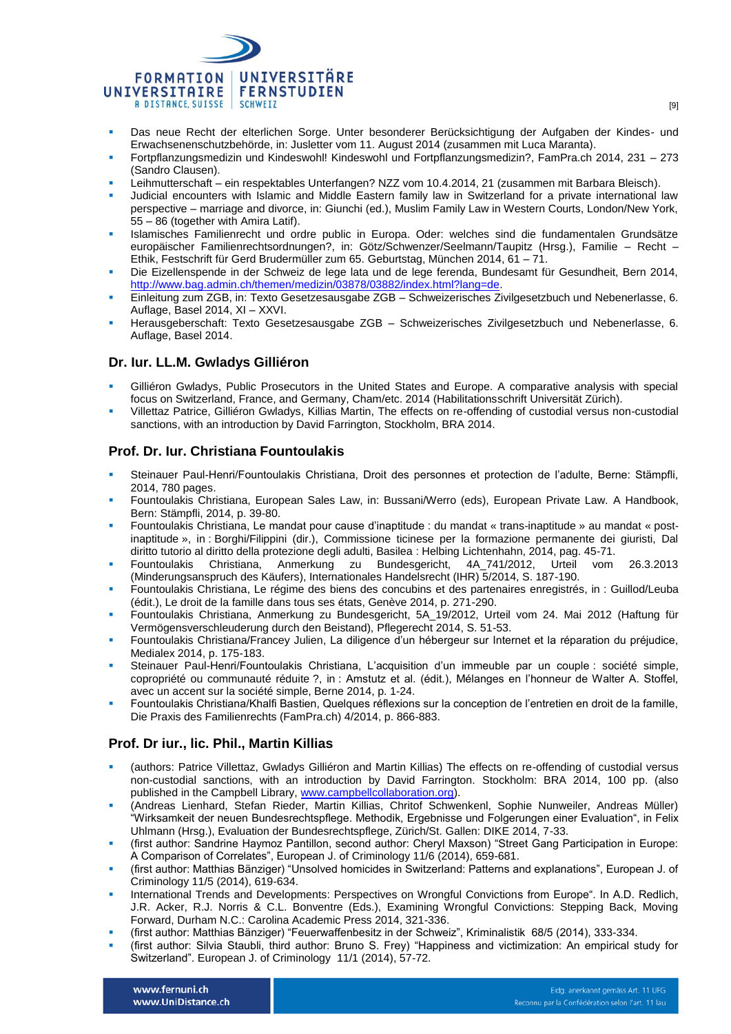- Das neue Recht der elterlichen Sorge. Unter besonderer Berücksichtigung der Aufgaben der Kindes- und Erwachsenenschutzbehörde, in: Jusletter vom 11. August 2014 (zusammen mit Luca Maranta).
- Fortpflanzungsmedizin und Kindeswohl! Kindeswohl und Fortpflanzungsmedizin?, FamPra.ch 2014, 231 – 273 (Sandro Clausen).
- Leihmutterschaft – ein respektables Unterfangen? NZZ vom 10.4.2014, 21 (zusammen mit Barbara Bleisch).
- Judicial encounters with Islamic and Middle Eastern family law in Switzerland for a private international law perspective – marriage and divorce, in: Giunchi (ed.), Muslim Family Law in Western Courts, London/New York, 55 – 86 (together with Amira Latif).
- Islamisches Familienrecht und ordre public in Europa. Oder: welches sind die fundamentalen Grundsätze europäischer Familienrechtsordnungen?, in: Götz/Schwenzer/Seelmann/Taupitz (Hrsg.), Familie – Recht – Ethik, Festschrift für Gerd Brudermüller zum 65. Geburtstag, München 2014, 61 – 71.
- Die Eizellenspende in der Schweiz de lege lata und de lege ferenda, Bundesamt für Gesundheit, Bern 2014, http://www.bag.admin.ch/themen/medizin/03878/03882/index.html?lang=de.
- Einleitung zum ZGB, in: Texto Gesetzesausgabe ZGB – Schweizerisches Zivilgesetzbuch und Nebenerlasse, 6. Auflage, Basel 2014, XI – XXVI.
- Herausgeberschaft: Texto Gesetzesausgabe ZGB – Schweizerisches Zivilgesetzbuch und Nebenerlasse, 6. Auflage, Basel 2014.

### Dr. Iur. LL.M. Gwladys Gilliéron

- Gilliéron Gwladys, Public Prosecutors in the United States and Europe. A comparative analysis with special focus on Switzerland, France, and Germany, Cham/etc. 2014 (Habilitationsschrift Universität Zürich).
- Villettaz Patrice, Gilliéron Gwladys, Killias Martin, The effects on re-offending of custodial versus non-custodial sanctions, with an introduction by David Farrington, Stockholm, BRA 2014.

### Prof. Dr. Iur. Christiana Fountoulakis

- Steinauer Paul-Henri/Fountoulakis Christiana, Droit des personnes et protection de l'adulte, Berne: Stämpfli, 2014, 780 pages.
- Fountoulakis Christiana, European Sales Law, in: Bussani/Werro (eds), European Private Law. A Handbook, Bern: Stämpfli, 2014, p. 39-80.
- Fountoulakis Christiana, Le mandat pour cause d'inaptitude : du mandat « trans-inaptitude » au mandat « post-inaptitude », in : Borghi/Filippini (dir.), Commissione ticinese per la formazione permanente dei giuristi, Dal diritto tutorio al diritto della protezione degli adulti, Basilea : Helbing Lichtenhahn, 2014, pag. 45-71.
- Fountoulakis Christiana, Anmerkung zu Bundesgericht, 4A_741/2012, Urteil vom 26.3.2013 (Minderungsanspruch des Käufers), Internationales Handelsrecht (IHR) 5/2014, S. 187-190.
- Fountoulakis Christiana, Le régime des biens des concubins et des partenaires enregistrés, in : Guillod/Leuba (édit.), Le droit de la famille dans tous ses états, Genève 2014, p. 271-290.
- Fountoulakis Christiana, Anmerkung zu Bundesgericht, 5A_19/2012, Urteil vom 24. Mai 2012 (Haftung für Vermögensverschleuderung durch den Beistand), Pflegerecht 2014, S. 51-53.
- Fountoulakis Christiana/Francey Julien, La diligence d'un hébergeur sur Internet et la réparation du préjudice, Medialex 2014, p. 175-183.
- Steinauer Paul-Henri/Fountoulakis Christiana, L'acquisition d'un immeuble par un couple : société simple, copropriété ou communauté réduite ?, in : Amstutz et al. (édit.), Mélanges en l'honneur de Walter A. Stoffel, avec un accent sur la société simple, Berne 2014, p. 1-24.
- Fountoulakis Christiana/Khalfi Bastien, Quelques réflexions sur la conception de l'entretien en droit de la famille, Die Praxis des Familienrechts (FamPra.ch) 4/2014, p. 866-883.

### Prof. Dr iur., lic. Phil., Martin Killias

- (authors: Patrice Villettaz, Gwladys Gilliéron and Martin Killias) The effects on re-offending of custodial versus non-custodial sanctions, with an introduction by David Farrington. Stockholm: BRA 2014, 100 pp. (also published in the Campbell Library, www.campbellcollaboration.org).
- (Andreas Lienhard, Stefan Rieder, Martin Killias, Chritof Schwenkenl, Sophie Nunweiler, Andreas Müller) "Wirksamkeit der neuen Bundesrechtspflege. Methodik, Ergebnisse und Folgerungen einer Evaluation", in Felix Uhlmann (Hrsg.), Evaluation der Bundesrechtspflege, Zürich/St. Gallen: DIKE 2014, 7-33.
- (first author: Sandrine Haymoz Pantillon, second author: Cheryl Maxson) "Street Gang Participation in Europe: A Comparison of Correlates", European J. of Criminology 11/6 (2014), 659-681.
- (first author: Matthias Bänziger) "Unsolved homicides in Switzerland: Patterns and explanations", European J. of Criminology 11/5 (2014), 619-634.
- International Trends and Developments: Perspectives on Wrongful Convictions from Europe". In A.D. Redlich, J.R. Acker, R.J. Norris & C.L. Bonventre (Eds.), Examining Wrongful Convictions: Stepping Back, Moving Forward, Durham N.C.: Carolina Academic Press 2014, 321-336.
- (first author: Matthias Bänziger) "Feuerwaffenbesitz in der Schweiz", Kriminalistik 68/5 (2014), 333-334.
- (first author: Silvia Staubli, third author: Bruno S. Frey) "Happiness and victimization: An empirical study for Switzerland". European J. of Criminology 11/1 (2014), 57-72.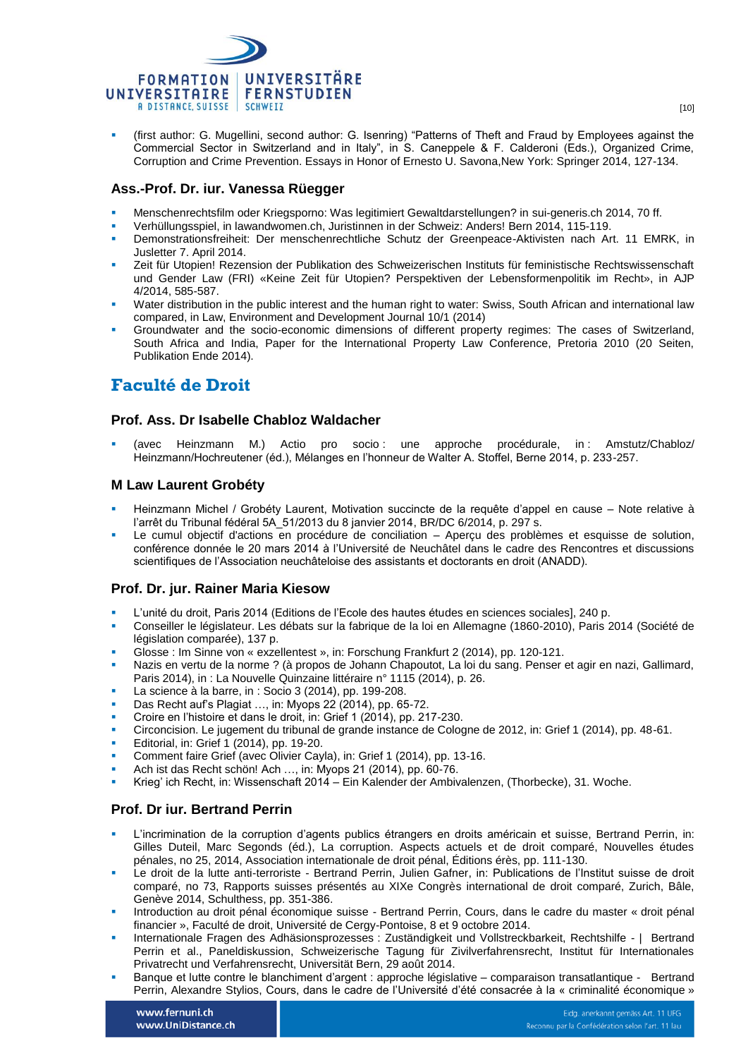- (first author: G. Mugellini, second author: G. Isenring) “Patterns of Theft and Fraud by Employees against the Commercial Sector in Switzerland and in Italy”, in S. Caneppele & F. Calderoni (Eds.), Organized Crime, Corruption and Crime Prevention. Essays in Honor of Ernesto U. Savona,New York: Springer 2014, 127-134.

### Ass.-Prof. Dr. iur. Vanessa Rüegger

- Menschenrechtsfilm oder Kriegsporno: Was legitimiert Gewaltdarstellungen? in sui-generis.ch 2014, 70 ff.
- Verhüllungsspiel, in lawandwomen.ch, Juristinnen in der Schweiz: Anders! Bern 2014, 115-119.
- Demonstrationsfreiheit: Der menschenrechtliche Schutz der Greenpeace-Aktivisten nach Art. 11 EMRK, in Jusletter 7. April 2014.
- Zeit für Utopien! Rezension der Publikation des Schweizerischen Instituts für feministische Rechtswissenschaft und Gender Law (FRI) «Keine Zeit für Utopien? Perspektiven der Lebensformenpolitik im Recht», in AJP 4/2014, 585-587.
- Water distribution in the public interest and the human right to water: Swiss, South African and international law compared, in Law, Environment and Development Journal 10/1 (2014)
- Groundwater and the socio-economic dimensions of different property regimes: The cases of Switzerland, South Africa and India, Paper for the International Property Law Conference, Pretoria 2010 (20 Seiten, Publikation Ende 2014).

## Faculté de Droit

### Prof. Ass. Dr Isabelle Chabloz Waldacher

- (avec Heinzmann M.) Actio pro socio : une approche procédurale, in : Amstutz/Chabloz/ Heinzmann/Hochreutener (éd.), Mélanges en l’honneur de Walter A. Stoffel, Berne 2014, p. 233-257.

### M Law Laurent Grobéty

- Heinzmann Michel / Grobéty Laurent, Motivation succincte de la requête d’appel en cause – Note relative à l’arrêt du Tribunal fédéral 5A_51/2013 du 8 janvier 2014, BR/DC 6/2014, p. 297 s.
- Le cumul objectif d'actions en procédure de conciliation – Aperçu des problèmes et esquisse de solution, conférence donnée le 20 mars 2014 à l’Université de Neuchâtel dans le cadre des Rencontres et discussions scientifiques de l’Association neuchâteloise des assistants et doctorants en droit (ANADD).

### Prof. Dr. jur. Rainer Maria Kiesow

- L’unité du droit, Paris 2014 (Editions de l’Ecole des hautes études en sciences sociales], 240 p.
- Conseiller le législateur. Les débats sur la fabrique de la loi en Allemagne (1860-2010), Paris 2014 (Société de législation comparée), 137 p.
- Glosse : Im Sinne von « exzellentest », in: Forschung Frankfurt 2 (2014), pp. 120-121.
- Nazis en vertu de la norme ? (à propos de Johann Chapoutot, La loi du sang. Penser et agir en nazi, Gallimard, Paris 2014), in : La Nouvelle Quinzaine littéraire n° 1115 (2014), p. 26.
- La science à la barre, in : Socio 3 (2014), pp. 199-208.
- Das Recht auf’s Plagiat …, in: Myops 22 (2014), pp. 65-72.
- Croire en l’histoire et dans le droit, in: Grief 1 (2014), pp. 217-230.
- Circoncision. Le jugement du tribunal de grande instance de Cologne de 2012, in: Grief 1 (2014), pp. 48-61.
- Editorial, in: Grief 1 (2014), pp. 19-20.
- Comment faire Grief (avec Olivier Cayla), in: Grief 1 (2014), pp. 13-16.
- Ach ist das Recht schön! Ach …, in: Myops 21 (2014), pp. 60-76.
- Krieg’ ich Recht, in: Wissenschaft 2014 – Ein Kalender der Ambivalenzen, (Thorbecke), 31. Woche.

### Prof. Dr iur. Bertrand Perrin

- L’incrimination de la corruption d’agents publics étrangers en droits américain et suisse, Bertrand Perrin, in: Gilles Duteil, Marc Segonds (éd.), La corruption. Aspects actuels et de droit comparé, Nouvelles études pénales, no 25, 2014, Association internationale de droit pénal, Éditions érès, pp. 111-130.
- Le droit de la lutte anti-terroriste - Bertrand Perrin, Julien Gafner, in: Publications de l’Institut suisse de droit comparé, no 73, Rapports suisses présentés au XIXe Congrès international de droit comparé, Zurich, Bâle, Genève 2014, Schulthess, pp. 351-386.
- Introduction au droit pénal économique suisse - Bertrand Perrin, Cours, dans le cadre du master « droit pénal financier », Faculté de droit, Université de Cergy-Pontoise, 8 et 9 octobre 2014.
- Internationale Fragen des Adhäsionsprozesses : Zuständigkeit und Vollstreckbarkeit, Rechtshilfe - | Bertrand Perrin et al., Paneldiskussion, Schweizerische Tagung für Zivilverfahrensrecht, Institut für Internationales Privatrecht und Verfahrensrecht, Universität Bern, 29 août 2014.
- Banque et lutte contre le blanchiment d’argent : approche législative – comparaison transatlantique - Bertrand Perrin, Alexandre Stylios, Cours, dans le cadre de l’Université d’été consacrée à la « criminalité économique »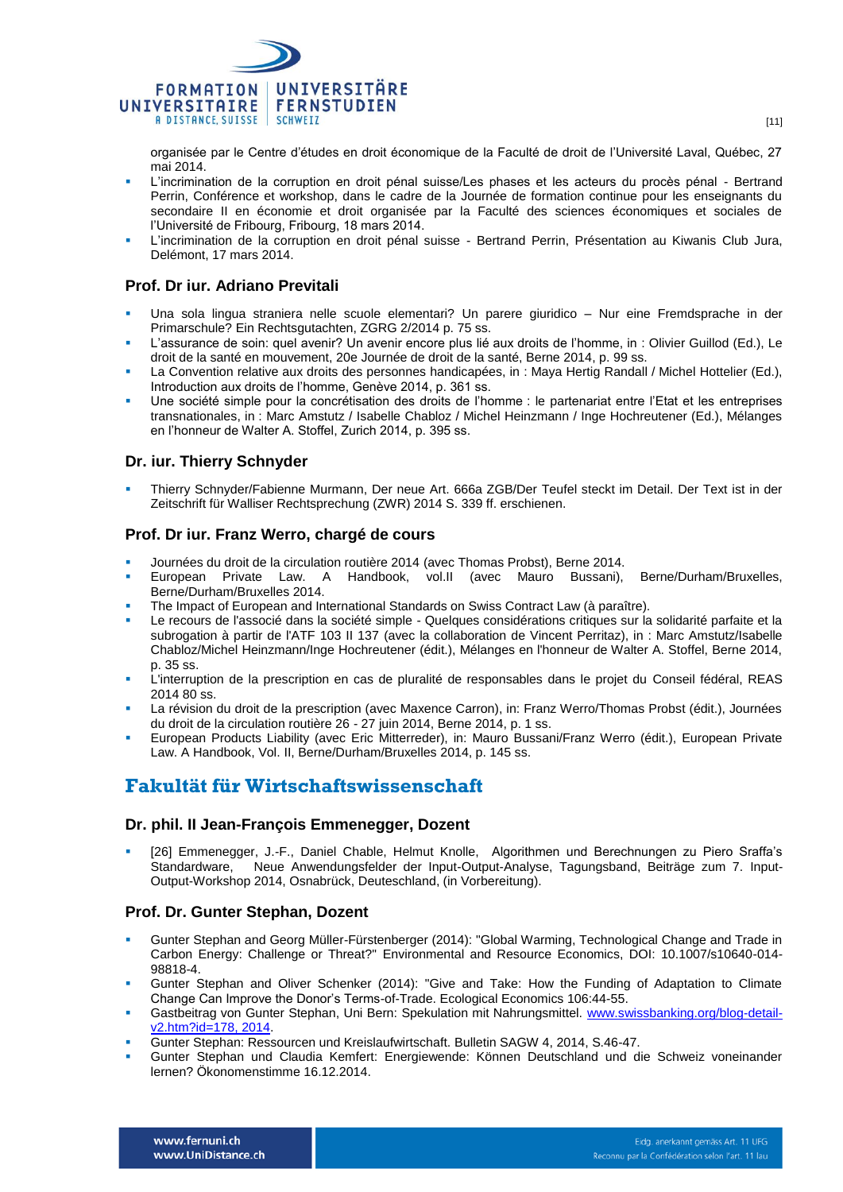organisée par le Centre d'études en droit économique de la Faculté de droit de l'Université Laval, Québec, 27 mai 2014.

- L'incrimination de la corruption en droit pénal suisse/Les phases et les acteurs du procès pénal - Bertrand Perrin, Conférence et workshop, dans le cadre de la Journée de formation continue pour les enseignants du secondaire II en économie et droit organisée par la Faculté des sciences économiques et sociales de l'Université de Fribourg, Fribourg, 18 mars 2014.
- L'incrimination de la corruption en droit pénal suisse - Bertrand Perrin, Présentation au Kiwanis Club Jura, Delémont, 17 mars 2014.

### Prof. Dr iur. Adriano Previtali

- Una sola lingua straniera nelle scuole elementari? Un parere giuridico – Nur eine Fremdsprache in der Primarschule? Ein Rechtsgutachten, ZGRG 2/2014 p. 75 ss.
- L'assurance de soin: quel avenir? Un avenir encore plus lié aux droits de l'homme, in : Olivier Guillod (Ed.), Le droit de la santé en mouvement, 20e Journée de droit de la santé, Berne 2014, p. 99 ss.
- La Convention relative aux droits des personnes handicapées, in : Maya Hertig Randall / Michel Hottelier (Ed.), Introduction aux droits de l'homme, Genève 2014, p. 361 ss.
- Une société simple pour la concrétisation des droits de l'homme : le partenariat entre l'Etat et les entreprises transnationales, in : Marc Amstutz / Isabelle Chabloz / Michel Heinzmann / Inge Hochreutener (Ed.), Mélanges en l'honneur de Walter A. Stoffel, Zurich 2014, p. 395 ss.

### Dr. iur. Thierry Schnyder

- Thierry Schnyder/Fabienne Murmann, Der neue Art. 666a ZGB/Der Teufel steckt im Detail. Der Text ist in der Zeitschrift für Walliser Rechtsprechung (ZWR) 2014 S. 339 ff. erschienen.

### Prof. Dr iur. Franz Werro, chargé de cours

- Journées du droit de la circulation routière 2014 (avec Thomas Probst), Berne 2014.
- European Private Law. A Handbook, vol.II (avec Mauro Bussani), Berne/Durham/Bruxelles, Berne/Durham/Bruxelles 2014.
- The Impact of European and International Standards on Swiss Contract Law (à paraître).
- Le recours de l'associé dans la société simple - Quelques considérations critiques sur la solidarité parfaite et la subrogation à partir de l'ATF 103 II 137 (avec la collaboration de Vincent Perritaz), in : Marc Amstutz/Isabelle Chabloz/Michel Heinzmann/Inge Hochreutener (édit.), Mélanges en l'honneur de Walter A. Stoffel, Berne 2014, p. 35 ss.
- L'interruption de la prescription en cas de pluralité de responsables dans le projet du Conseil fédéral, REAS 2014 80 ss.
- La révision du droit de la prescription (avec Maxence Carron), in: Franz Werro/Thomas Probst (édit.), Journées du droit de la circulation routière 26 - 27 juin 2014, Berne 2014, p. 1 ss.
- European Products Liability (avec Eric Mitterreder), in: Mauro Bussani/Franz Werro (édit.), European Private Law. A Handbook, Vol. II, Berne/Durham/Bruxelles 2014, p. 145 ss.

## Fakultät für Wirtschaftswissenschaft

### Dr. phil. II Jean-François Emmenegger, Dozent

- [26] Emmenegger, J.-F., Daniel Chable, Helmut Knolle, Algorithmen und Berechnungen zu Piero Sraffa's Standardware, Neue Anwendungsfelder der Input-Output-Analyse, Tagungsband, Beiträge zum 7. Input-Output-Workshop 2014, Osnabrück, Deuteschland, (in Vorbereitung).

### Prof. Dr. Gunter Stephan, Dozent

- Gunter Stephan and Georg Müller-Fürstenberger (2014): "Global Warming, Technological Change and Trade in Carbon Energy: Challenge or Threat?" Environmental and Resource Economics, DOI: 10.1007/s10640-014-98818-4.
- Gunter Stephan and Oliver Schenker (2014): "Give and Take: How the Funding of Adaptation to Climate Change Can Improve the Donor's Terms-of-Trade. Ecological Economics 106:44-55.
- Gastbeitrag von Gunter Stephan, Uni Bern: Spekulation mit Nahrungsmittel. www.swissbanking.org/blog-detail-v2.htm?id=178, 2014.
- Gunter Stephan: Ressourcen und Kreislaufwirtschaft. Bulletin SAGW 4, 2014, S.46-47.
- Gunter Stephan und Claudia Kemfert: Energiewende: Können Deutschland und die Schweiz voneinander lernen? Ökonomenstimme 16.12.2014.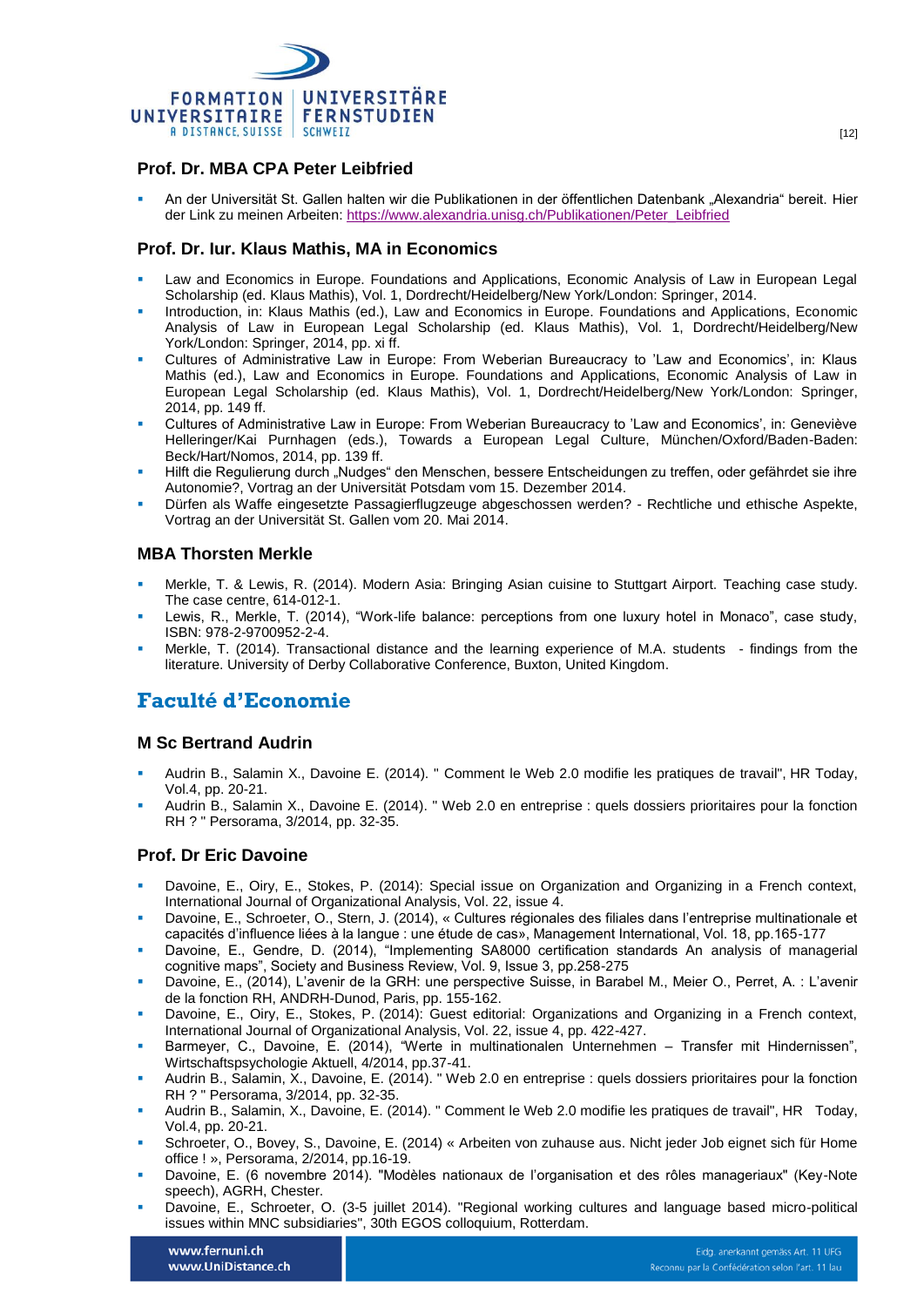### Prof. Dr. MBA CPA Peter Leibfried

- An der Universität St. Gallen halten wir die Publikationen in der öffentlichen Datenbank „Alexandria" bereit. Hier der Link zu meinen Arbeiten: https://www.alexandria.unisg.ch/Publikationen/Peter_Leibfried

### Prof. Dr. Iur. Klaus Mathis, MA in Economics

- Law and Economics in Europe. Foundations and Applications, Economic Analysis of Law in European Legal Scholarship (ed. Klaus Mathis), Vol. 1, Dordrecht/Heidelberg/New York/London: Springer, 2014.
- Introduction, in: Klaus Mathis (ed.), Law and Economics in Europe. Foundations and Applications, Economic Analysis of Law in European Legal Scholarship (ed. Klaus Mathis), Vol. 1, Dordrecht/Heidelberg/New York/London: Springer, 2014, pp. xi ff.
- Cultures of Administrative Law in Europe: From Weberian Bureaucracy to 'Law and Economics', in: Klaus Mathis (ed.), Law and Economics in Europe. Foundations and Applications, Economic Analysis of Law in European Legal Scholarship (ed. Klaus Mathis), Vol. 1, Dordrecht/Heidelberg/New York/London: Springer, 2014, pp. 149 ff.
- Cultures of Administrative Law in Europe: From Weberian Bureaucracy to 'Law and Economics', in: Geneviève Helleringer/Kai Purnhagen (eds.), Towards a European Legal Culture, München/Oxford/Baden-Baden: Beck/Hart/Nomos, 2014, pp. 139 ff.
- Hilft die Regulierung durch „Nudges" den Menschen, bessere Entscheidungen zu treffen, oder gefährdet sie ihre Autonomie?, Vortrag an der Universität Potsdam vom 15. Dezember 2014.
- Dürfen als Waffe eingesetzte Passagierflugzeuge abgeschossen werden? - Rechtliche und ethische Aspekte, Vortrag an der Universität St. Gallen vom 20. Mai 2014.

### MBA Thorsten Merkle

- Merkle, T. & Lewis, R. (2014). Modern Asia: Bringing Asian cuisine to Stuttgart Airport. Teaching case study. The case centre, 614-012-1.
- Lewis, R., Merkle, T. (2014), "Work-life balance: perceptions from one luxury hotel in Monaco", case study, ISBN: 978-2-9700952-2-4.
- Merkle, T. (2014). Transactional distance and the learning experience of M.A. students - findings from the literature. University of Derby Collaborative Conference, Buxton, United Kingdom.

## Faculté d'Economie

### M Sc Bertrand Audrin

- Audrin B., Salamin X., Davoine E. (2014). " Comment le Web 2.0 modifie les pratiques de travail", HR Today, Vol.4, pp. 20-21.
- Audrin B., Salamin X., Davoine E. (2014). " Web 2.0 en entreprise : quels dossiers prioritaires pour la fonction RH ? " Persorama, 3/2014, pp. 32-35.

### Prof. Dr Eric Davoine

- Davoine, E., Oiry, E., Stokes, P. (2014): Special issue on Organization and Organizing in a French context, International Journal of Organizational Analysis, Vol. 22, issue 4.
- Davoine, E., Schroeter, O., Stern, J. (2014), « Cultures régionales des filiales dans l'entreprise multinationale et capacités d'influence liées à la langue : une étude de cas», Management International, Vol. 18, pp.165-177
- Davoine, E., Gendre, D. (2014), "Implementing SA8000 certification standards An analysis of managerial cognitive maps", Society and Business Review, Vol. 9, Issue 3, pp.258-275
- Davoine, E., (2014), L'avenir de la GRH: une perspective Suisse, in Barabel M., Meier O., Perret, A. : L'avenir de la fonction RH, ANDRH-Dunod, Paris, pp. 155-162.
- Davoine, E., Oiry, E., Stokes, P. (2014): Guest editorial: Organizations and Organizing in a French context, International Journal of Organizational Analysis, Vol. 22, issue 4, pp. 422-427.
- Barmeyer, C., Davoine, E. (2014), "Werte in multinationalen Unternehmen – Transfer mit Hindernissen", Wirtschaftspsychologie Aktuell, 4/2014, pp.37-41.
- Audrin B., Salamin, X., Davoine, E. (2014). " Web 2.0 en entreprise : quels dossiers prioritaires pour la fonction RH ? " Persorama, 3/2014, pp. 32-35.
- Audrin B., Salamin, X., Davoine, E. (2014). " Comment le Web 2.0 modifie les pratiques de travail", HR Today, Vol.4, pp. 20-21.
- Schroeter, O., Bovey, S., Davoine, E. (2014) « Arbeiten von zuhause aus. Nicht jeder Job eignet sich für Home office ! », Persorama, 2/2014, pp.16-19.
- Davoine, E. (6 novembre 2014). "Modèles nationaux de l'organisation et des rôles manageriaux" (Key-Note speech), AGRH, Chester.
- Davoine, E., Schroeter, O. (3-5 juillet 2014). "Regional working cultures and language based micro-political issues within MNC subsidiaries", 30th EGOS colloquium, Rotterdam.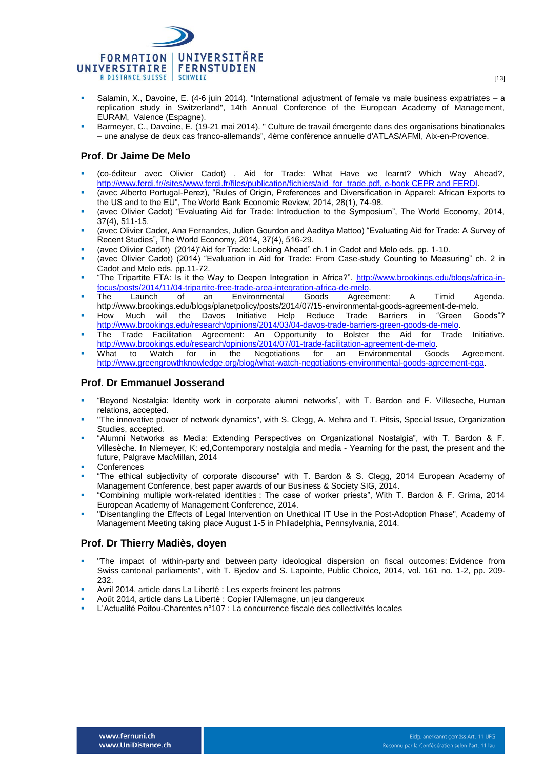- Salamin, X., Davoine, E. (4-6 juin 2014). “International adjustment of female vs male business expatriates – a replication study in Switzerland", 14th Annual Conference of the European Academy of Management, EURAM, Valence (Espagne).
- Barmeyer, C., Davoine, E. (19-21 mai 2014). " Culture de travail émergente dans des organisations binationales – une analyse de deux cas franco-allemands", 4ème conférence annuelle d'ATLAS/AFMI, Aix-en-Provence.

## Prof. Dr Jaime De Melo

- (co-éditeur avec Olivier Cadot) , Aid for Trade: What Have we learnt? Which Way Ahead?, http://www.ferdi.fr//sites/www.ferdi.fr/files/publication/fichiers/aid_for_trade.pdf, e-book CEPR and FERDI.
- (avec Alberto Portugal-Perez), “Rules of Origin, Preferences and Diversification in Apparel: African Exports to the US and to the EU”, The World Bank Economic Review, 2014, 28(1), 74-98.
- (avec Olivier Cadot) “Evaluating Aid for Trade: Introduction to the Symposium”, The World Economy, 2014, 37(4), 511-15.
- (avec Olivier Cadot, Ana Fernandes, Julien Gourdon and Aaditya Mattoo) “Evaluating Aid for Trade: A Survey of Recent Studies”, The World Economy, 2014, 37(4), 516-29.
- (avec Olivier Cadot) (2014)“Aid for Trade: Looking Ahead” ch.1 in Cadot and Melo eds. pp. 1-10.
- (avec Olivier Cadot) (2014) “Evaluation in Aid for Trade: From Case-study Counting to Measuring” ch. 2 in Cadot and Melo eds. pp.11-72.
- “The Tripartite FTA: Is it the Way to Deepen Integration in Africa?”. http://www.brookings.edu/blogs/africa-in-focus/posts/2014/11/04-tripartite-free-trade-area-integration-africa-de-melo.
- The Launch of an Environmental Goods Agreement: A Timid Agenda. http://www.brookings.edu/blogs/planetpolicy/posts/2014/07/15-environmental-goods-agreement-de-melo.
- How Much will the Davos Initiative Help Reduce Trade Barriers in “Green Goods”? http://www.brookings.edu/research/opinions/2014/03/04-davos-trade-barriers-green-goods-de-melo.
- The Trade Facilitation Agreement: An Opportunity to Bolster the Aid for Trade Initiative. http://www.brookings.edu/research/opinions/2014/07/01-trade-facilitation-agreement-de-melo.
- What to Watch for in the Negotiations for an Environmental Goods Agreement. http://www.greengrowthknowledge.org/blog/what-watch-negotiations-environmental-goods-agreement-ega.

## Prof. Dr Emmanuel Josserand

- “Beyond Nostalgia: Identity work in corporate alumni networks”, with T. Bardon and F. Villeseche, Human relations, accepted.
- "The innovative power of network dynamics", with S. Clegg, A. Mehra and T. Pitsis, Special Issue, Organization Studies, accepted.
- “Alumni Networks as Media: Extending Perspectives on Organizational Nostalgia”, with T. Bardon & F. Villesèche. In Niemeyer, K: ed,Contemporary nostalgia and media - Yearning for the past, the present and the future, Palgrave MacMillan, 2014
- Conferences
- “The ethical subjectivity of corporate discourse” with T. Bardon & S. Clegg, 2014 European Academy of Management Conference, best paper awards of our Business & Society SIG, 2014.
- “Combining multiple work-related identities : The case of worker priests”, With T. Bardon & F. Grima, 2014 European Academy of Management Conference, 2014.
- "Disentangling the Effects of Legal Intervention on Unethical IT Use in the Post-Adoption Phase", Academy of Management Meeting taking place August 1-5 in Philadelphia, Pennsylvania, 2014.

## Prof. Dr Thierry Madiès, doyen

- "The impact of within-party and between party ideological dispersion on fiscal outcomes: Evidence from Swiss cantonal parliaments", with T. Bjedov and S. Lapointe, Public Choice, 2014, vol. 161 no. 1-2, pp. 209-232.
- Avril 2014, article dans La Liberté : Les experts freinent les patrons
- Août 2014, article dans La Liberté : Copier l’Allemagne, un jeu dangereux
- L’Actualité Poitou-Charentes n°107 : La concurrence fiscale des collectivités locales